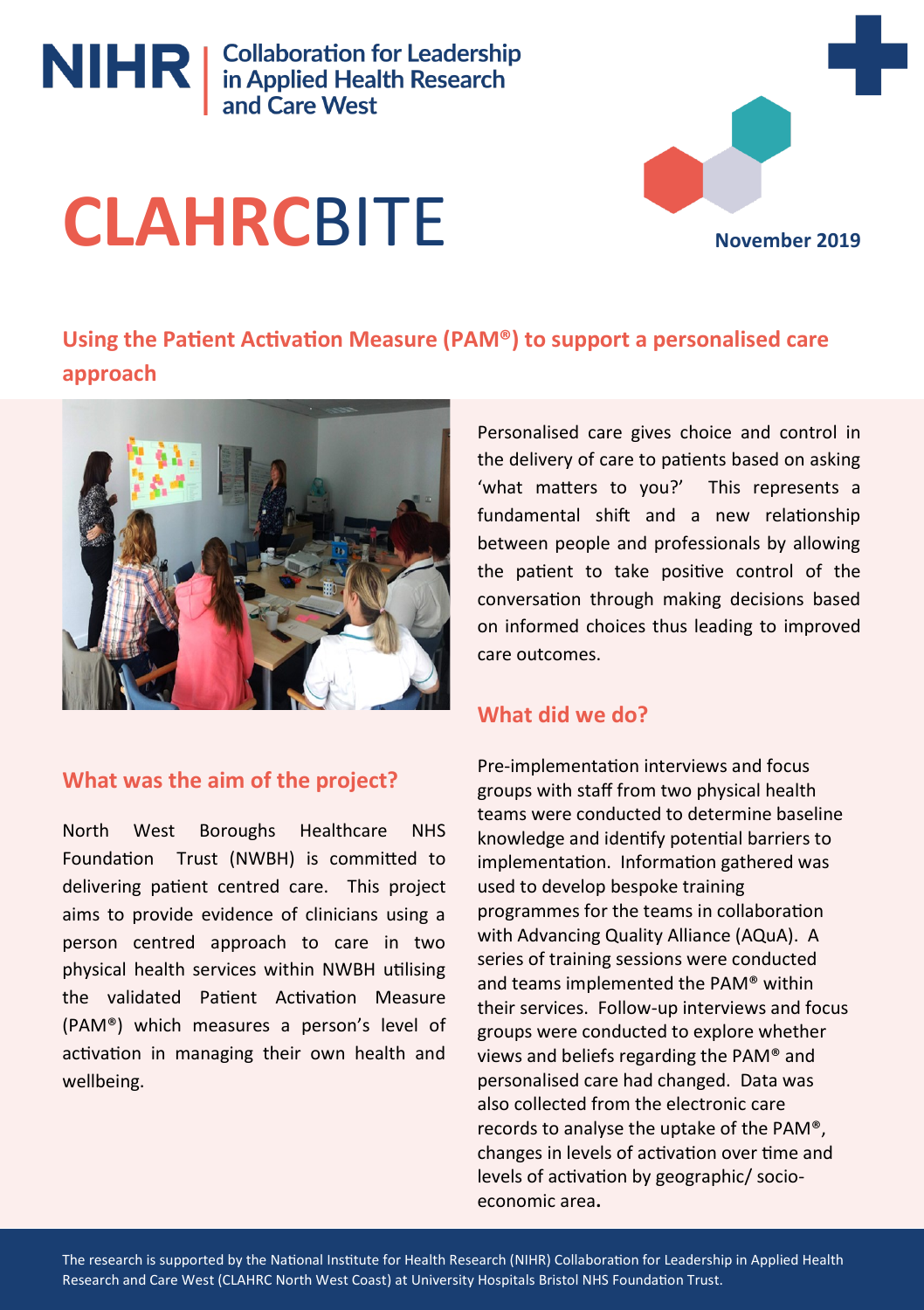NIHR | Collaboration for Leadership in Applied Health Research and Care West

# CLAHRCBITE

November 2019

## Using the Patient Activation Measure (PAM®) to support a personalised care approach

Personalised care gives choice and control in the delivery of care to patients based on asking 'what matters to you?' This represents a fundamental shift and a new relationship between people and professionals by allowing the patient to take positive control of the conversation through making decisions based on informed choices thus leading to improved care outcomes.

## What was the aim of the project?

North West Boroughs Healthcare NHS Foundation Trust (NWBH) is committed to delivering patient centred care. This project aims to provide evidence of clinicians using a person centred approach to care in two physical health services within NWBH utilising the validated Patient Activation Measure (PAM®) which measures a person's level of activation in managing their own health and wellbeing.

## What did we do?

Pre-implementation interviews and focus groups with staff from two physical health teams were conducted to determine baseline knowledge and identify potential barriers to implementation. Information gathered was used to develop bespoke training programmes for the teams in collaboration with Advancing Quality Alliance (AQuA). A series of training sessions were conducted and teams implemented the PAM® within their services. Follow-up interviews and focus groups were conducted to explore whether views and beliefs regarding the PAM® and personalised care had changed. Data was also collected from the electronic care records to analyse the uptake of the PAM®, changes in levels of activation over time and levels of activation by geographic/ socio-economic area.

The research is supported by the National Institute for Health Research (NIHR) Collaboration for Leadership in Applied Health Research and Care West (CLAHRC North West Coast) at University Hospitals Bristol NHS Foundation Trust.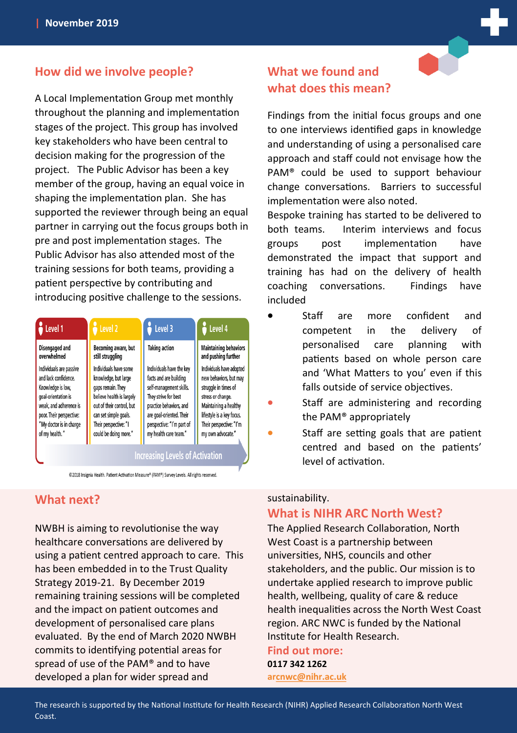## How did we involve people?

A Local Implementation Group met monthly throughout the planning and implementation stages of the project. This group has involved key stakeholders who have been central to decision making for the progression of the project. The Public Advisor has been a key member of the group, having an equal voice in shaping the implementation plan. She has supported the reviewer through being an equal partner in carrying out the focus groups both in pre and post implementation stages. The Public Advisor has also attended most of the training sessions for both teams, providing a patient perspective by contributing and introducing positive challenge to the sessions.

Level 1
Disengaged and overwhelmed
Individuals are passive and lack confidence. Knowledge is low, goal-orientation is weak, and adherence is poor. Their perspective: "My doctor is in charge of my health."

Level 2
Becoming aware, but still struggling
Individuals have some knowledge, but large gaps remain. They believe health is largely out of their control, but can set simple goals. Their perspective: "I could be doing more."

Level 3
Taking action
Individuals have the key facts and are building self-management skills. They strive for best practice behaviors, and are goal-oriented. Their perspective: "I'm part of my health care team."

Level 4
Maintaining behaviors and pushing further
Individuals have adopted new behaviors, but may struggle in times of stress or change. Maintaining a healthy lifestyle is a key focus. Their perspective: "I'm my own advocate."

Increasing Levels of Activation

©2018 Insignia Health. Patient Activation Measure® (PAM®) Survey Levels. All rights reserved.

## What we found and what does this mean?

Findings from the initial focus groups and one to one interviews identified gaps in knowledge and understanding of using a personalised care approach and staff could not envisage how the PAM® could be used to support behaviour change conversations. Barriers to successful implementation were also noted.

Bespoke training has started to be delivered to both teams. Interim interviews and focus groups post implementation have demonstrated the impact that support and training has had on the delivery of health coaching conversations. Findings have included

- Staff are more confident and competent in the delivery of personalised care planning with patients based on whole person care and 'What Matters to you' even if this falls outside of service objectives.
- Staff are administering and recording the PAM® appropriately
- Staff are setting goals that are patient centred and based on the patients' level of activation.

## What next?

NWBH is aiming to revolutionise the way healthcare conversations are delivered by using a patient centred approach to care. This has been embedded in to the Trust Quality Strategy 2019-21. By December 2019 remaining training sessions will be completed and the impact on patient outcomes and development of personalised care plans evaluated. By the end of March 2020 NWBH commits to identifying potential areas for spread of use of the PAM® and to have developed a plan for wider spread and sustainability.

## What is NIHR ARC North West?

The Applied Research Collaboration, North West Coast is a partnership between universities, NHS, councils and other stakeholders, and the public. Our mission is to undertake applied research to improve public health, wellbeing, quality of care & reduce health inequalities across the North West Coast region. ARC NWC is funded by the National Institute for Health Research.

## Find out more:

**0117 342 1262**

**arcnwc@nihr.ac.uk**

The research is supported by the National Institute for Health Research (NIHR) Applied Research Collaboration North West Coast.